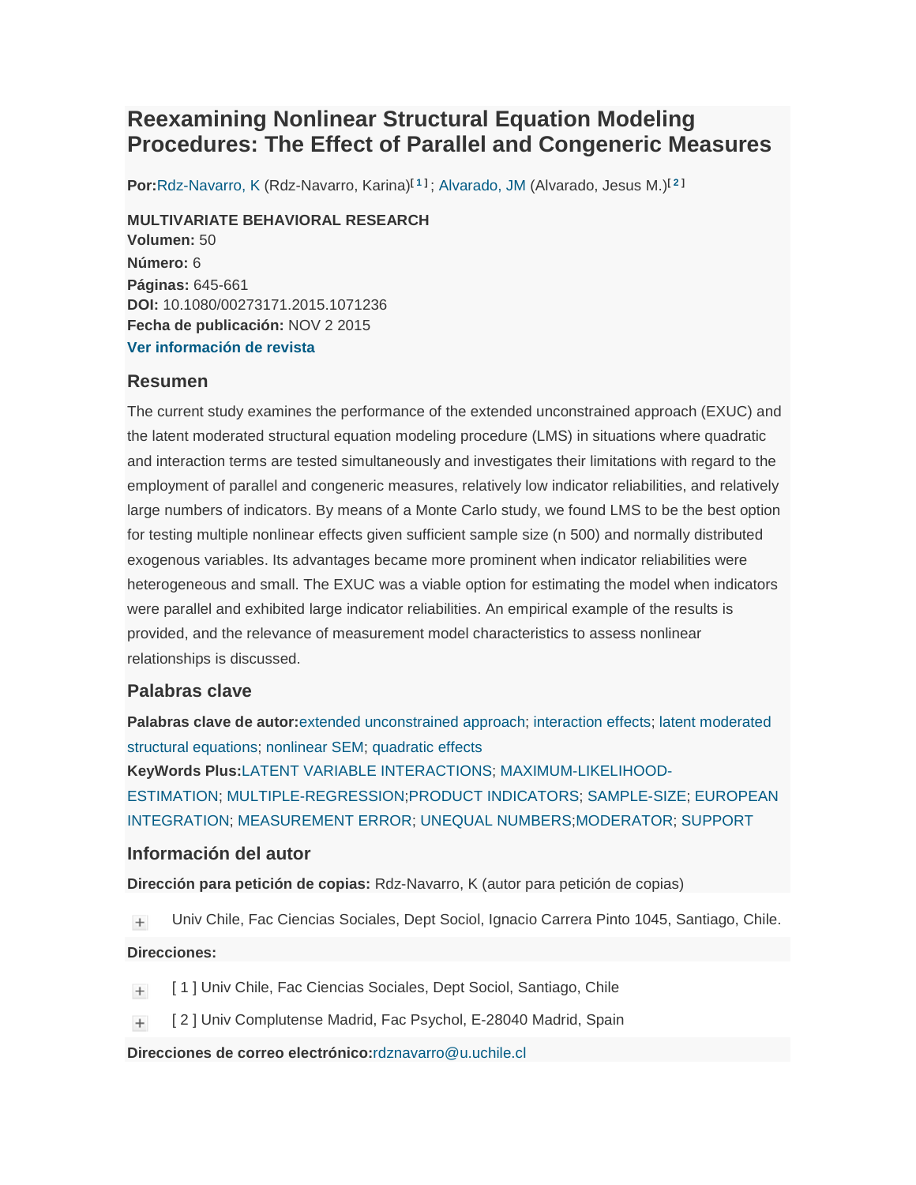# Reexamining Nonlinear Structural Equation Modeling Procedures: The Effect of Parallel and Congeneric Measures

**Por:** Rdz-Navarro, K (Rdz-Navarro, Karina)[1]; Alvarado, JM (Alvarado, Jesus M.)[2]

**MULTIVARIATE BEHAVIORAL RESEARCH**
**Volumen:** 50
**Número:** 6
**Páginas:** 645-661
**DOI:** 10.1080/00273171.2015.1071236
**Fecha de publicación:** NOV 2 2015
**Ver información de revista**

## Resumen

The current study examines the performance of the extended unconstrained approach (EXUC) and the latent moderated structural equation modeling procedure (LMS) in situations where quadratic and interaction terms are tested simultaneously and investigates their limitations with regard to the employment of parallel and congeneric measures, relatively low indicator reliabilities, and relatively large numbers of indicators. By means of a Monte Carlo study, we found LMS to be the best option for testing multiple nonlinear effects given sufficient sample size (n 500) and normally distributed exogenous variables. Its advantages became more prominent when indicator reliabilities were heterogeneous and small. The EXUC was a viable option for estimating the model when indicators were parallel and exhibited large indicator reliabilities. An empirical example of the results is provided, and the relevance of measurement model characteristics to assess nonlinear relationships is discussed.

## Palabras clave

**Palabras clave de autor:** extended unconstrained approach; interaction effects; latent moderated structural equations; nonlinear SEM; quadratic effects

**KeyWords Plus:** LATENT VARIABLE INTERACTIONS; MAXIMUM-LIKELIHOOD-ESTIMATION; MULTIPLE-REGRESSION; PRODUCT INDICATORS; SAMPLE-SIZE; EUROPEAN INTEGRATION; MEASUREMENT ERROR; UNEQUAL NUMBERS; MODERATOR; SUPPORT

## Información del autor

**Dirección para petición de copias:** Rdz-Navarro, K (autor para petición de copias)

- Univ Chile, Fac Ciencias Sociales, Dept Sociol, Ignacio Carrera Pinto 1045, Santiago, Chile.

**Direcciones:**

- [ 1 ] Univ Chile, Fac Ciencias Sociales, Dept Sociol, Santiago, Chile
- [ 2 ] Univ Complutense Madrid, Fac Psychol, E-28040 Madrid, Spain

**Direcciones de correo electrónico:** rdznavarro@u.uchile.cl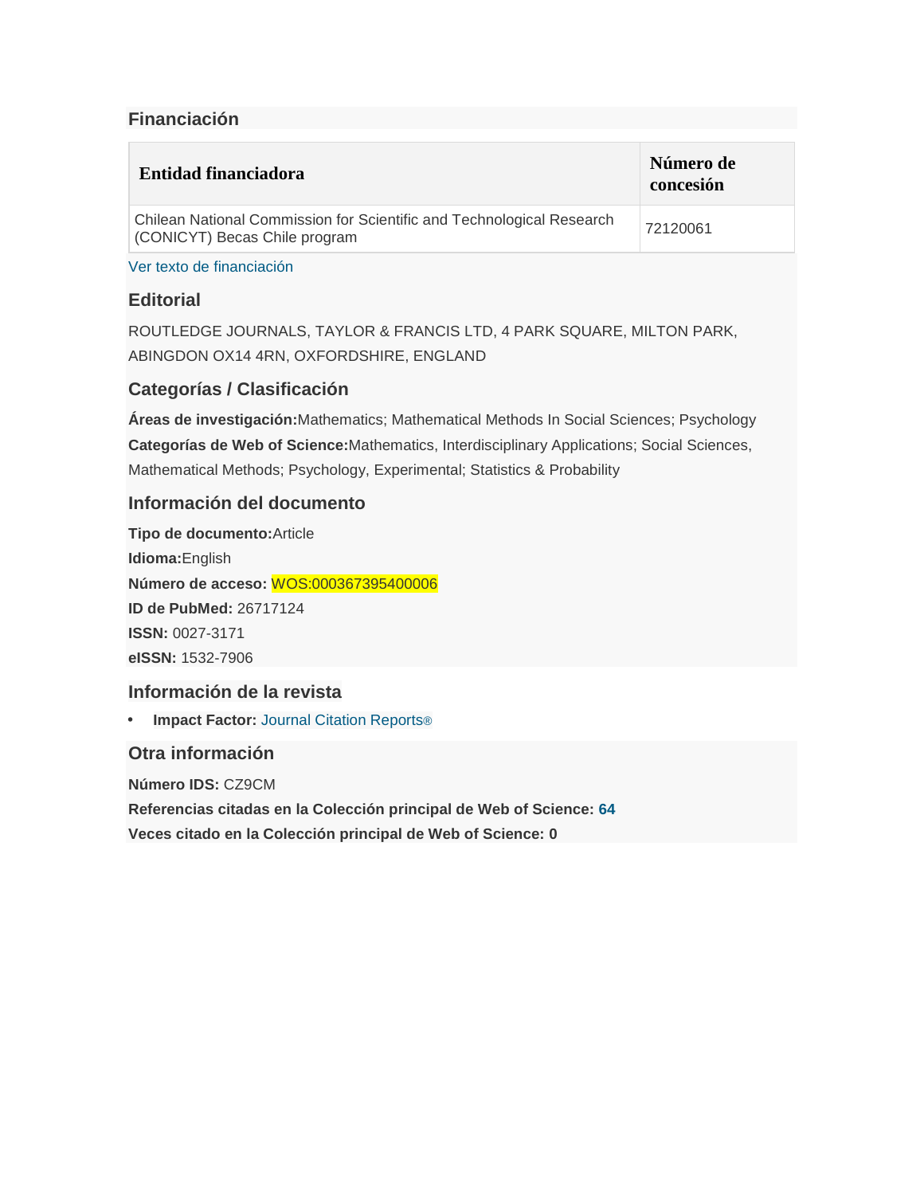## Financiación

| Entidad financiadora | Número de concesión |
| --- | --- |
| Chilean National Commission for Scientific and Technological Research (CONICYT) Becas Chile program | 72120061 |

Ver texto de financiación

## Editorial

ROUTLEDGE JOURNALS, TAYLOR & FRANCIS LTD, 4 PARK SQUARE, MILTON PARK, ABINGDON OX14 4RN, OXFORDSHIRE, ENGLAND

## Categorías / Clasificación

**Áreas de investigación:**Mathematics; Mathematical Methods In Social Sciences; Psychology

**Categorías de Web of Science:**Mathematics, Interdisciplinary Applications; Social Sciences, Mathematical Methods; Psychology, Experimental; Statistics & Probability

## Información del documento

**Tipo de documento:**Article

**Idioma:**English

**Número de acceso:** WOS:000367395400006

**ID de PubMed:** 26717124

**ISSN:** 0027-3171

**eISSN:** 1532-7906

## Información de la revista

- **Impact Factor:** Journal Citation Reports®

## Otra información

**Número IDS:** CZ9CM

**Referencias citadas en la Colección principal de Web of Science:** **64**

**Veces citado en la Colección principal de Web of Science: 0**